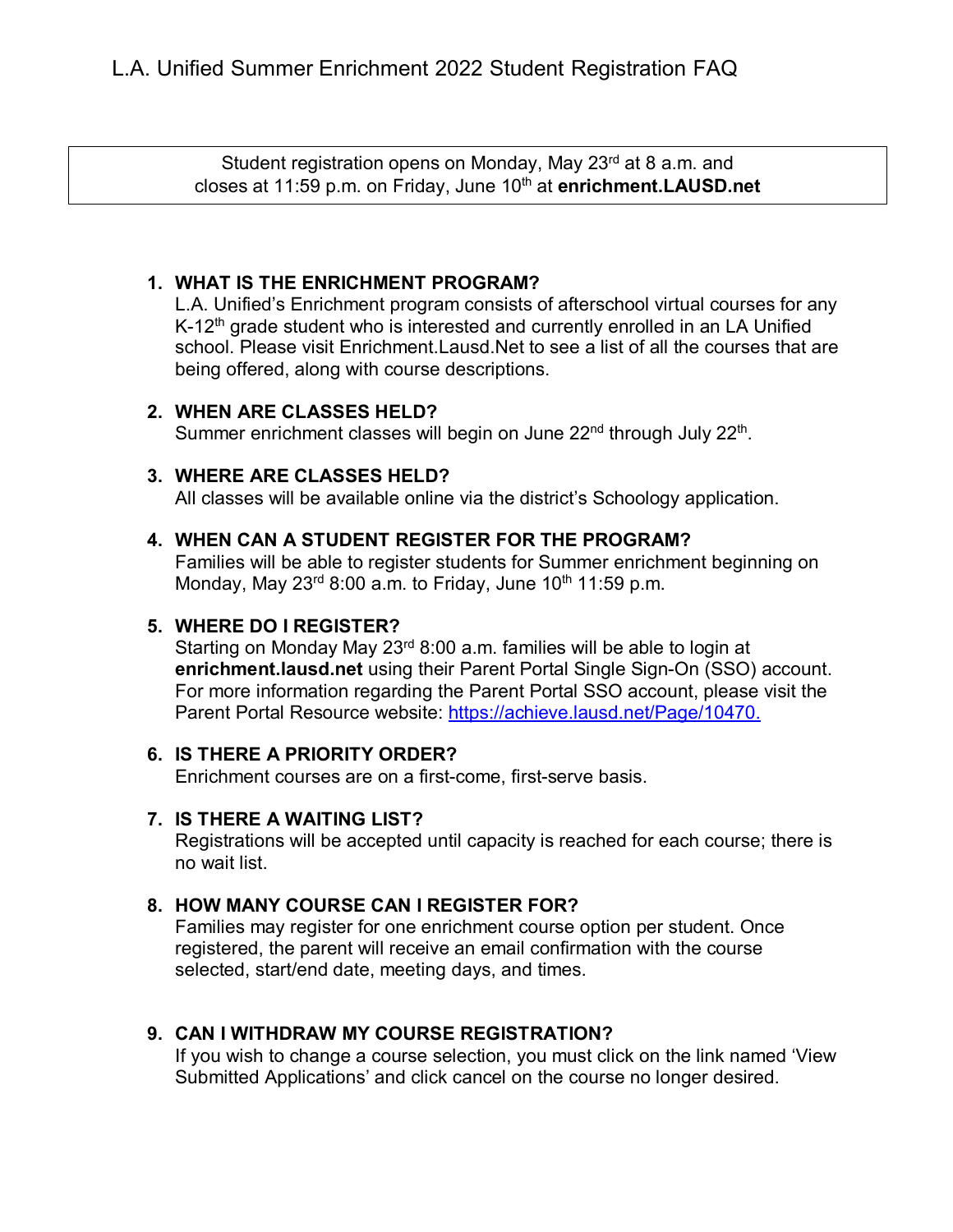# L.A. Unified Summer Enrichment 2022 Student Registration FAQ

Student registration opens on Monday, May 23rd at 8 a.m. and closes at 11:59 p.m. on Friday, June 10th at **enrichment.LAUSD.net**

1. **WHAT IS THE ENRICHMENT PROGRAM?**
   L.A. Unified's Enrichment program consists of afterschool virtual courses for any K-12th grade student who is interested and currently enrolled in an LA Unified school. Please visit Enrichment.Lausd.Net to see a list of all the courses that are being offered, along with course descriptions.

2. **WHEN ARE CLASSES HELD?**
   Summer enrichment classes will begin on June 22nd through July 22th.

3. **WHERE ARE CLASSES HELD?**
   All classes will be available online via the district's Schoology application.

4. **WHEN CAN A STUDENT REGISTER FOR THE PROGRAM?**
   Families will be able to register students for Summer enrichment beginning on Monday, May 23rd 8:00 a.m. to Friday, June 10th 11:59 p.m.

5. **WHERE DO I REGISTER?**
   Starting on Monday May 23rd 8:00 a.m. families will be able to login at **enrichment.lausd.net** using their Parent Portal Single Sign-On (SSO) account. For more information regarding the Parent Portal SSO account, please visit the Parent Portal Resource website: [https://achieve.lausd.net/Page/10470.](https://achieve.lausd.net/Page/10470)

6. **IS THERE A PRIORITY ORDER?**
   Enrichment courses are on a first-come, first-serve basis.

7. **IS THERE A WAITING LIST?**
   Registrations will be accepted until capacity is reached for each course; there is no wait list.

8. **HOW MANY COURSE CAN I REGISTER FOR?**
   Families may register for one enrichment course option per student. Once registered, the parent will receive an email confirmation with the course selected, start/end date, meeting days, and times.

9. **CAN I WITHDRAW MY COURSE REGISTRATION?**
   If you wish to change a course selection, you must click on the link named 'View Submitted Applications' and click cancel on the course no longer desired.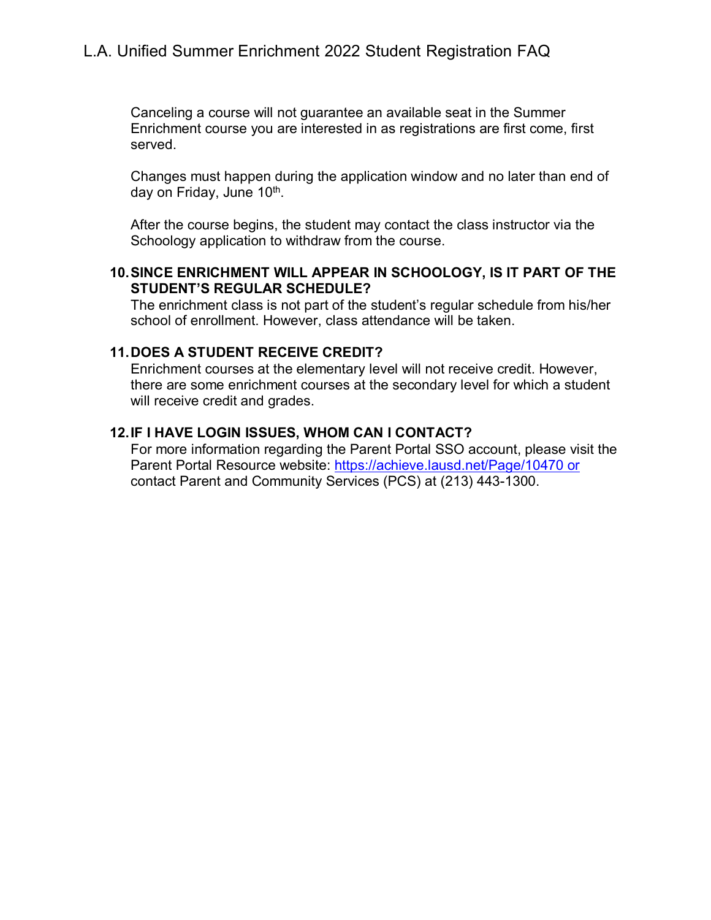Canceling a course will not guarantee an available seat in the Summer Enrichment course you are interested in as registrations are first come, first served.

Changes must happen during the application window and no later than end of day on Friday, June 10th.

After the course begins, the student may contact the class instructor via the Schoology application to withdraw from the course.

10. **SINCE ENRICHMENT WILL APPEAR IN SCHOOLOGY, IS IT PART OF THE STUDENT'S REGULAR SCHEDULE?**
    The enrichment class is not part of the student's regular schedule from his/her school of enrollment. However, class attendance will be taken.

11. **DOES A STUDENT RECEIVE CREDIT?**
    Enrichment courses at the elementary level will not receive credit. However, there are some enrichment courses at the secondary level for which a student will receive credit and grades.

12. **IF I HAVE LOGIN ISSUES, WHOM CAN I CONTACT?**
    For more information regarding the Parent Portal SSO account, please visit the Parent Portal Resource website: https://achieve.lausd.net/Page/10470 or contact Parent and Community Services (PCS) at (213) 443-1300.